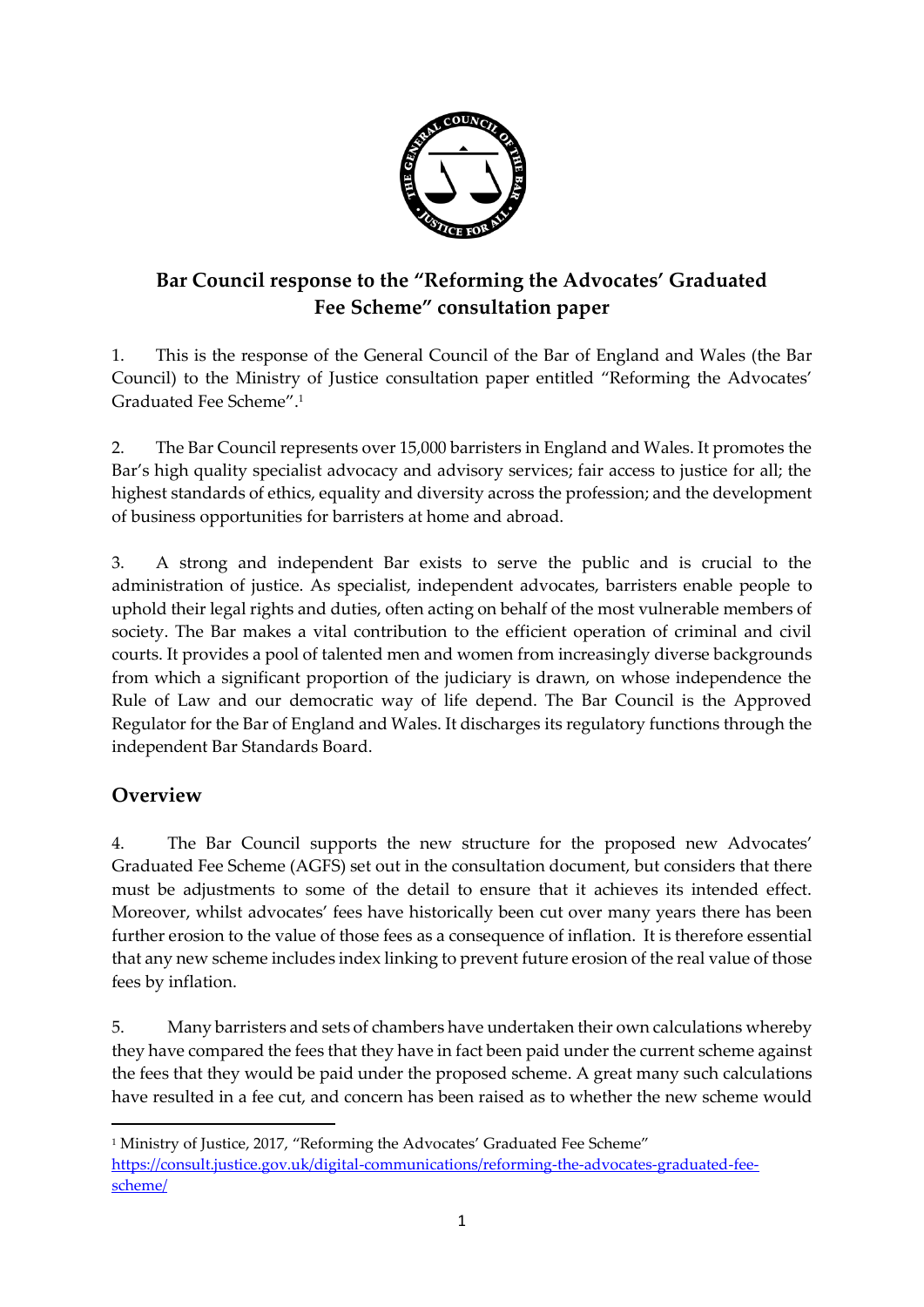# Bar Council response to the "Reforming the Advocates' Graduated Fee Scheme" consultation paper

1. This is the response of the General Council of the Bar of England and Wales (the Bar Council) to the Ministry of Justice consultation paper entitled "Reforming the Advocates' Graduated Fee Scheme".[1]

2. The Bar Council represents over 15,000 barristers in England and Wales. It promotes the Bar's high quality specialist advocacy and advisory services; fair access to justice for all; the highest standards of ethics, equality and diversity across the profession; and the development of business opportunities for barristers at home and abroad.

3. A strong and independent Bar exists to serve the public and is crucial to the administration of justice. As specialist, independent advocates, barristers enable people to uphold their legal rights and duties, often acting on behalf of the most vulnerable members of society. The Bar makes a vital contribution to the efficient operation of criminal and civil courts. It provides a pool of talented men and women from increasingly diverse backgrounds from which a significant proportion of the judiciary is drawn, on whose independence the Rule of Law and our democratic way of life depend. The Bar Council is the Approved Regulator for the Bar of England and Wales. It discharges its regulatory functions through the independent Bar Standards Board.

## Overview

4. The Bar Council supports the new structure for the proposed new Advocates' Graduated Fee Scheme (AGFS) set out in the consultation document, but considers that there must be adjustments to some of the detail to ensure that it achieves its intended effect. Moreover, whilst advocates' fees have historically been cut over many years there has been further erosion to the value of those fees as a consequence of inflation. It is therefore essential that any new scheme includes index linking to prevent future erosion of the real value of those fees by inflation.

5. Many barristers and sets of chambers have undertaken their own calculations whereby they have compared the fees that they have in fact been paid under the current scheme against the fees that they would be paid under the proposed scheme. A great many such calculations have resulted in a fee cut, and concern has been raised as to whether the new scheme would

[1] Ministry of Justice, 2017, "Reforming the Advocates' Graduated Fee Scheme" https://consult.justice.gov.uk/digital-communications/reforming-the-advocates-graduated-fee-scheme/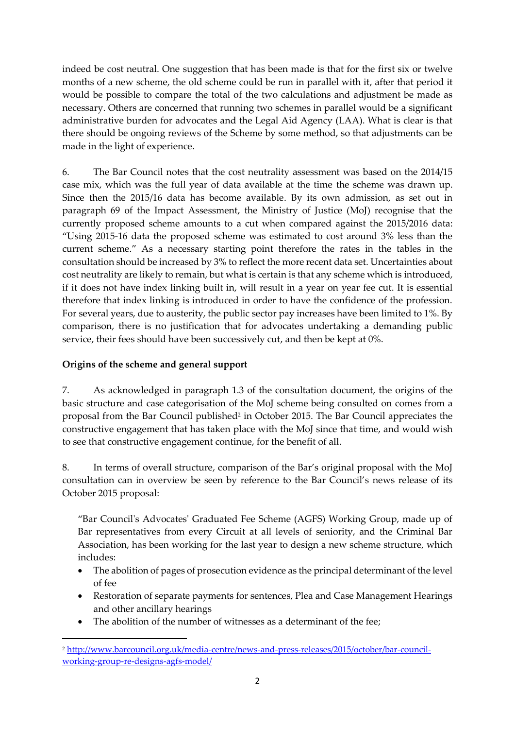indeed be cost neutral. One suggestion that has been made is that for the first six or twelve months of a new scheme, the old scheme could be run in parallel with it, after that period it would be possible to compare the total of the two calculations and adjustment be made as necessary. Others are concerned that running two schemes in parallel would be a significant administrative burden for advocates and the Legal Aid Agency (LAA). What is clear is that there should be ongoing reviews of the Scheme by some method, so that adjustments can be made in the light of experience.

6. The Bar Council notes that the cost neutrality assessment was based on the 2014/15 case mix, which was the full year of data available at the time the scheme was drawn up. Since then the 2015/16 data has become available. By its own admission, as set out in paragraph 69 of the Impact Assessment, the Ministry of Justice (MoJ) recognise that the currently proposed scheme amounts to a cut when compared against the 2015/2016 data: "Using 2015-16 data the proposed scheme was estimated to cost around 3% less than the current scheme." As a necessary starting point therefore the rates in the tables in the consultation should be increased by 3% to reflect the more recent data set. Uncertainties about cost neutrality are likely to remain, but what is certain is that any scheme which is introduced, if it does not have index linking built in, will result in a year on year fee cut. It is essential therefore that index linking is introduced in order to have the confidence of the profession. For several years, due to austerity, the public sector pay increases have been limited to 1%. By comparison, there is no justification that for advocates undertaking a demanding public service, their fees should have been successively cut, and then be kept at 0%.

**Origins of the scheme and general support**

7. As acknowledged in paragraph 1.3 of the consultation document, the origins of the basic structure and case categorisation of the MoJ scheme being consulted on comes from a proposal from the Bar Council published[2] in October 2015. The Bar Council appreciates the constructive engagement that has taken place with the MoJ since that time, and would wish to see that constructive engagement continue, for the benefit of all.

8. In terms of overall structure, comparison of the Bar's original proposal with the MoJ consultation can in overview be seen by reference to the Bar Council's news release of its October 2015 proposal:

> "Bar Council's Advocates' Graduated Fee Scheme (AGFS) Working Group, made up of Bar representatives from every Circuit at all levels of seniority, and the Criminal Bar Association, has been working for the last year to design a new scheme structure, which includes:
>
> - The abolition of pages of prosecution evidence as the principal determinant of the level of fee
> - Restoration of separate payments for sentences, Plea and Case Management Hearings and other ancillary hearings
> - The abolition of the number of witnesses as a determinant of the fee;

[2] http://www.barcouncil.org.uk/media-centre/news-and-press-releases/2015/october/bar-council-working-group-re-designs-agfs-model/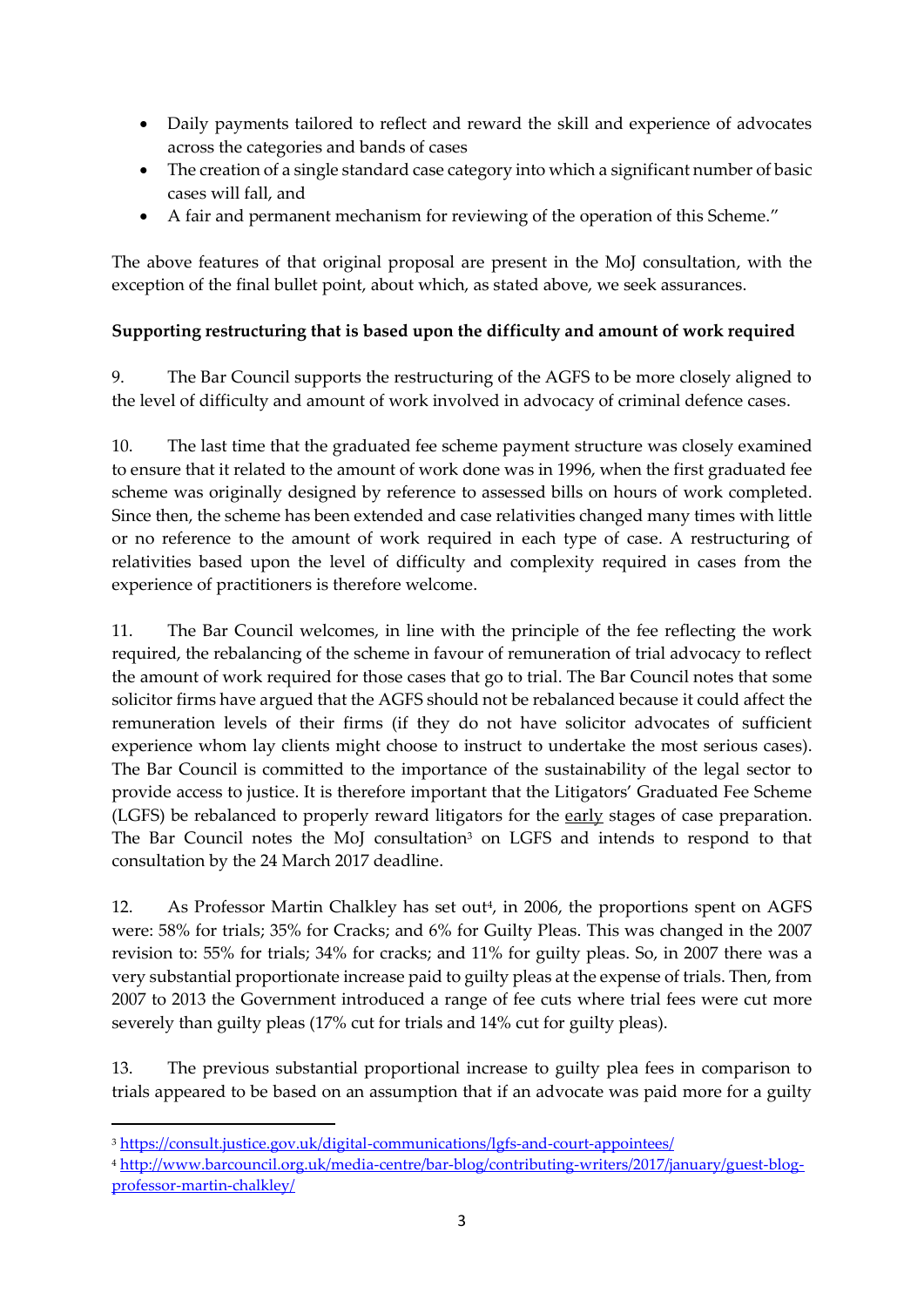- Daily payments tailored to reflect and reward the skill and experience of advocates across the categories and bands of cases
- The creation of a single standard case category into which a significant number of basic cases will fall, and
- A fair and permanent mechanism for reviewing of the operation of this Scheme."

The above features of that original proposal are present in the MoJ consultation, with the exception of the final bullet point, about which, as stated above, we seek assurances.

**Supporting restructuring that is based upon the difficulty and amount of work required**

9. The Bar Council supports the restructuring of the AGFS to be more closely aligned to the level of difficulty and amount of work involved in advocacy of criminal defence cases.

10. The last time that the graduated fee scheme payment structure was closely examined to ensure that it related to the amount of work done was in 1996, when the first graduated fee scheme was originally designed by reference to assessed bills on hours of work completed. Since then, the scheme has been extended and case relativities changed many times with little or no reference to the amount of work required in each type of case. A restructuring of relativities based upon the level of difficulty and complexity required in cases from the experience of practitioners is therefore welcome.

11. The Bar Council welcomes, in line with the principle of the fee reflecting the work required, the rebalancing of the scheme in favour of remuneration of trial advocacy to reflect the amount of work required for those cases that go to trial. The Bar Council notes that some solicitor firms have argued that the AGFS should not be rebalanced because it could affect the remuneration levels of their firms (if they do not have solicitor advocates of sufficient experience whom lay clients might choose to instruct to undertake the most serious cases). The Bar Council is committed to the importance of the sustainability of the legal sector to provide access to justice. It is therefore important that the Litigators' Graduated Fee Scheme (LGFS) be rebalanced to properly reward litigators for the early stages of case preparation. The Bar Council notes the MoJ consultation[3] on LGFS and intends to respond to that consultation by the 24 March 2017 deadline.

12. As Professor Martin Chalkley has set out[4], in 2006, the proportions spent on AGFS were: 58% for trials; 35% for Cracks; and 6% for Guilty Pleas. This was changed in the 2007 revision to: 55% for trials; 34% for cracks; and 11% for guilty pleas. So, in 2007 there was a very substantial proportionate increase paid to guilty pleas at the expense of trials. Then, from 2007 to 2013 the Government introduced a range of fee cuts where trial fees were cut more severely than guilty pleas (17% cut for trials and 14% cut for guilty pleas).

13. The previous substantial proportional increase to guilty plea fees in comparison to trials appeared to be based on an assumption that if an advocate was paid more for a guilty

---

[3] https://consult.justice.gov.uk/digital-communications/lgfs-and-court-appointees/

[4] http://www.barcouncil.org.uk/media-centre/bar-blog/contributing-writers/2017/january/guest-blog-professor-martin-chalkley/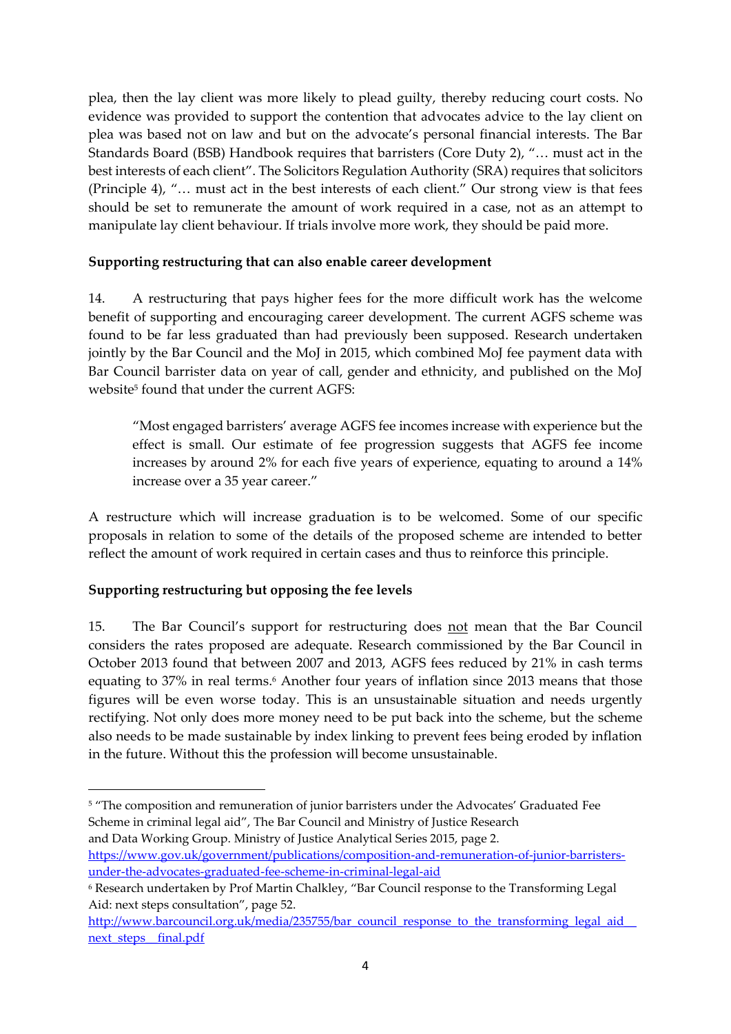plea, then the lay client was more likely to plead guilty, thereby reducing court costs. No evidence was provided to support the contention that advocates advice to the lay client on plea was based not on law and but on the advocate's personal financial interests. The Bar Standards Board (BSB) Handbook requires that barristers (Core Duty 2), "… must act in the best interests of each client". The Solicitors Regulation Authority (SRA) requires that solicitors (Principle 4), "… must act in the best interests of each client." Our strong view is that fees should be set to remunerate the amount of work required in a case, not as an attempt to manipulate lay client behaviour. If trials involve more work, they should be paid more.

**Supporting restructuring that can also enable career development**

14. A restructuring that pays higher fees for the more difficult work has the welcome benefit of supporting and encouraging career development. The current AGFS scheme was found to be far less graduated than had previously been supposed. Research undertaken jointly by the Bar Council and the MoJ in 2015, which combined MoJ fee payment data with Bar Council barrister data on year of call, gender and ethnicity, and published on the MoJ website[5] found that under the current AGFS:

> "Most engaged barristers' average AGFS fee incomes increase with experience but the effect is small. Our estimate of fee progression suggests that AGFS fee income increases by around 2% for each five years of experience, equating to around a 14% increase over a 35 year career."

A restructure which will increase graduation is to be welcomed. Some of our specific proposals in relation to some of the details of the proposed scheme are intended to better reflect the amount of work required in certain cases and thus to reinforce this principle.

**Supporting restructuring but opposing the fee levels**

15. The Bar Council's support for restructuring does not mean that the Bar Council considers the rates proposed are adequate. Research commissioned by the Bar Council in October 2013 found that between 2007 and 2013, AGFS fees reduced by 21% in cash terms equating to 37% in real terms.[6] Another four years of inflation since 2013 means that those figures will be even worse today. This is an unsustainable situation and needs urgently rectifying. Not only does more money need to be put back into the scheme, but the scheme also needs to be made sustainable by index linking to prevent fees being eroded by inflation in the future. Without this the profession will become unsustainable.

---

[5] "The composition and remuneration of junior barristers under the Advocates' Graduated Fee Scheme in criminal legal aid", The Bar Council and Ministry of Justice Research and Data Working Group. Ministry of Justice Analytical Series 2015, page 2. https://www.gov.uk/government/publications/composition-and-remuneration-of-junior-barristers-under-the-advocates-graduated-fee-scheme-in-criminal-legal-aid

[6] Research undertaken by Prof Martin Chalkley, "Bar Council response to the Transforming Legal Aid: next steps consultation", page 52. http://www.barcouncil.org.uk/media/235755/bar_council_response_to_the_transforming_legal_aid__next_steps__final.pdf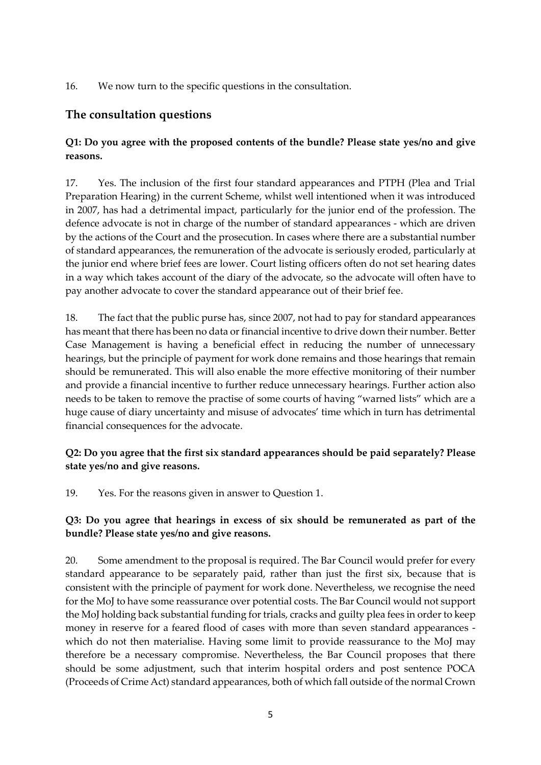16. We now turn to the specific questions in the consultation.

## The consultation questions

**Q1: Do you agree with the proposed contents of the bundle? Please state yes/no and give reasons.**

17. Yes. The inclusion of the first four standard appearances and PTPH (Plea and Trial Preparation Hearing) in the current Scheme, whilst well intentioned when it was introduced in 2007, has had a detrimental impact, particularly for the junior end of the profession. The defence advocate is not in charge of the number of standard appearances - which are driven by the actions of the Court and the prosecution. In cases where there are a substantial number of standard appearances, the remuneration of the advocate is seriously eroded, particularly at the junior end where brief fees are lower. Court listing officers often do not set hearing dates in a way which takes account of the diary of the advocate, so the advocate will often have to pay another advocate to cover the standard appearance out of their brief fee.

18. The fact that the public purse has, since 2007, not had to pay for standard appearances has meant that there has been no data or financial incentive to drive down their number. Better Case Management is having a beneficial effect in reducing the number of unnecessary hearings, but the principle of payment for work done remains and those hearings that remain should be remunerated. This will also enable the more effective monitoring of their number and provide a financial incentive to further reduce unnecessary hearings. Further action also needs to be taken to remove the practise of some courts of having "warned lists" which are a huge cause of diary uncertainty and misuse of advocates' time which in turn has detrimental financial consequences for the advocate.

**Q2: Do you agree that the first six standard appearances should be paid separately? Please state yes/no and give reasons.**

19. Yes. For the reasons given in answer to Question 1.

**Q3: Do you agree that hearings in excess of six should be remunerated as part of the bundle? Please state yes/no and give reasons.**

20. Some amendment to the proposal is required. The Bar Council would prefer for every standard appearance to be separately paid, rather than just the first six, because that is consistent with the principle of payment for work done. Nevertheless, we recognise the need for the MoJ to have some reassurance over potential costs. The Bar Council would not support the MoJ holding back substantial funding for trials, cracks and guilty plea fees in order to keep money in reserve for a feared flood of cases with more than seven standard appearances - which do not then materialise. Having some limit to provide reassurance to the MoJ may therefore be a necessary compromise. Nevertheless, the Bar Council proposes that there should be some adjustment, such that interim hospital orders and post sentence POCA (Proceeds of Crime Act) standard appearances, both of which fall outside of the normal Crown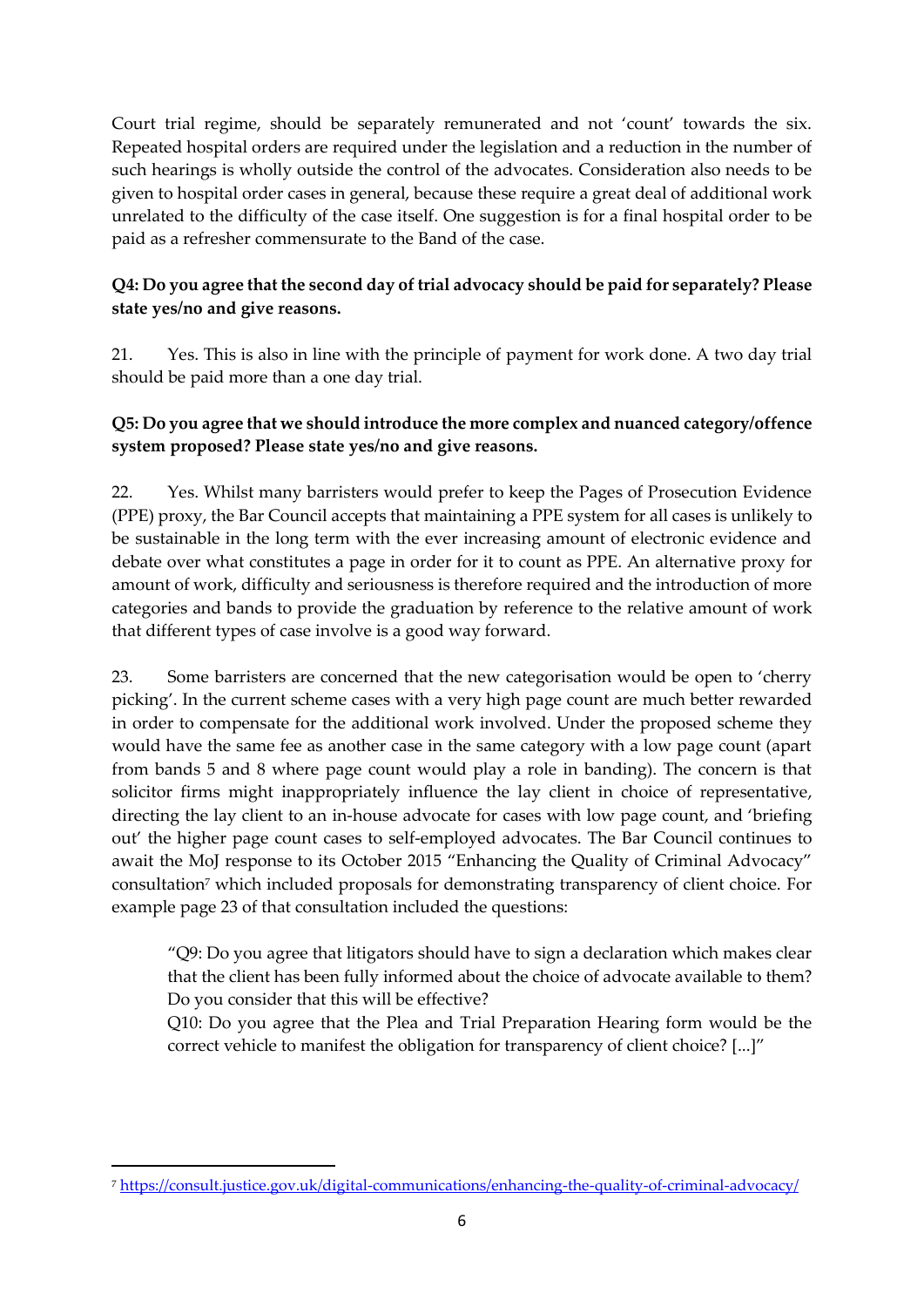Court trial regime, should be separately remunerated and not 'count' towards the six. Repeated hospital orders are required under the legislation and a reduction in the number of such hearings is wholly outside the control of the advocates. Consideration also needs to be given to hospital order cases in general, because these require a great deal of additional work unrelated to the difficulty of the case itself. One suggestion is for a final hospital order to be paid as a refresher commensurate to the Band of the case.

**Q4: Do you agree that the second day of trial advocacy should be paid for separately? Please state yes/no and give reasons.**

21. Yes. This is also in line with the principle of payment for work done. A two day trial should be paid more than a one day trial.

**Q5: Do you agree that we should introduce the more complex and nuanced category/offence system proposed? Please state yes/no and give reasons.**

22. Yes. Whilst many barristers would prefer to keep the Pages of Prosecution Evidence (PPE) proxy, the Bar Council accepts that maintaining a PPE system for all cases is unlikely to be sustainable in the long term with the ever increasing amount of electronic evidence and debate over what constitutes a page in order for it to count as PPE. An alternative proxy for amount of work, difficulty and seriousness is therefore required and the introduction of more categories and bands to provide the graduation by reference to the relative amount of work that different types of case involve is a good way forward.

23. Some barristers are concerned that the new categorisation would be open to 'cherry picking'. In the current scheme cases with a very high page count are much better rewarded in order to compensate for the additional work involved. Under the proposed scheme they would have the same fee as another case in the same category with a low page count (apart from bands 5 and 8 where page count would play a role in banding). The concern is that solicitor firms might inappropriately influence the lay client in choice of representative, directing the lay client to an in-house advocate for cases with low page count, and 'briefing out' the higher page count cases to self-employed advocates. The Bar Council continues to await the MoJ response to its October 2015 "Enhancing the Quality of Criminal Advocacy" consultation[7] which included proposals for demonstrating transparency of client choice. For example page 23 of that consultation included the questions:

> "Q9: Do you agree that litigators should have to sign a declaration which makes clear that the client has been fully informed about the choice of advocate available to them? Do you consider that this will be effective?
> Q10: Do you agree that the Plea and Trial Preparation Hearing form would be the correct vehicle to manifest the obligation for transparency of client choice? [...]"

---

[7] https://consult.justice.gov.uk/digital-communications/enhancing-the-quality-of-criminal-advocacy/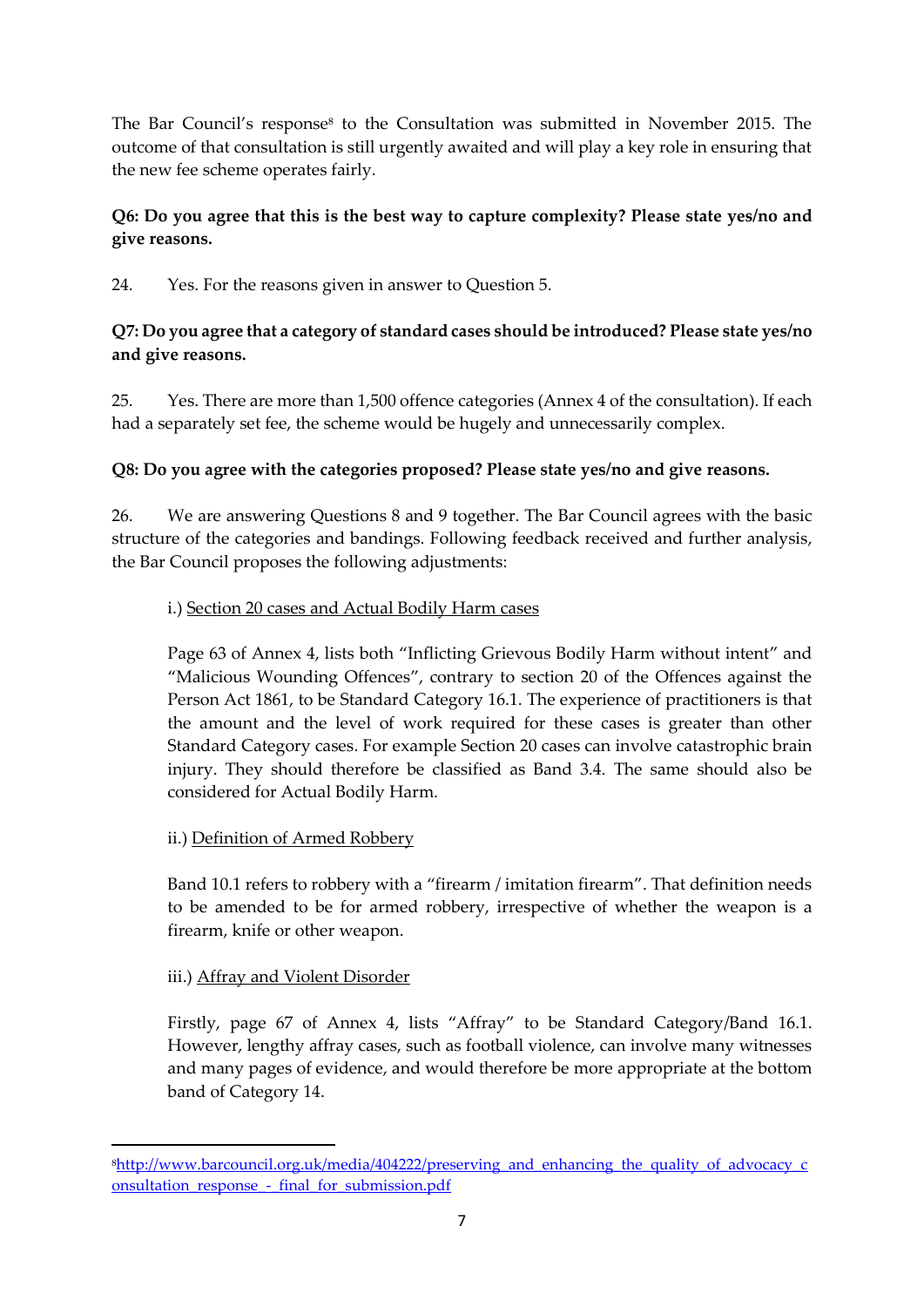The Bar Council's response[8] to the Consultation was submitted in November 2015. The outcome of that consultation is still urgently awaited and will play a key role in ensuring that the new fee scheme operates fairly.

**Q6: Do you agree that this is the best way to capture complexity? Please state yes/no and give reasons.**

24. Yes. For the reasons given in answer to Question 5.

**Q7: Do you agree that a category of standard cases should be introduced? Please state yes/no and give reasons.**

25. Yes. There are more than 1,500 offence categories (Annex 4 of the consultation). If each had a separately set fee, the scheme would be hugely and unnecessarily complex.

**Q8: Do you agree with the categories proposed? Please state yes/no and give reasons.**

26. We are answering Questions 8 and 9 together. The Bar Council agrees with the basic structure of the categories and bandings. Following feedback received and further analysis, the Bar Council proposes the following adjustments:

i.) Section 20 cases and Actual Bodily Harm cases

Page 63 of Annex 4, lists both "Inflicting Grievous Bodily Harm without intent" and "Malicious Wounding Offences", contrary to section 20 of the Offences against the Person Act 1861, to be Standard Category 16.1. The experience of practitioners is that the amount and the level of work required for these cases is greater than other Standard Category cases. For example Section 20 cases can involve catastrophic brain injury. They should therefore be classified as Band 3.4. The same should also be considered for Actual Bodily Harm.

ii.) Definition of Armed Robbery

Band 10.1 refers to robbery with a "firearm / imitation firearm". That definition needs to be amended to be for armed robbery, irrespective of whether the weapon is a firearm, knife or other weapon.

iii.) Affray and Violent Disorder

Firstly, page 67 of Annex 4, lists "Affray" to be Standard Category/Band 16.1. However, lengthy affray cases, such as football violence, can involve many witnesses and many pages of evidence, and would therefore be more appropriate at the bottom band of Category 14.

[8] http://www.barcouncil.org.uk/media/404222/preserving_and_enhancing_the_quality_of_advocacy_consultation_response_-_final_for_submission.pdf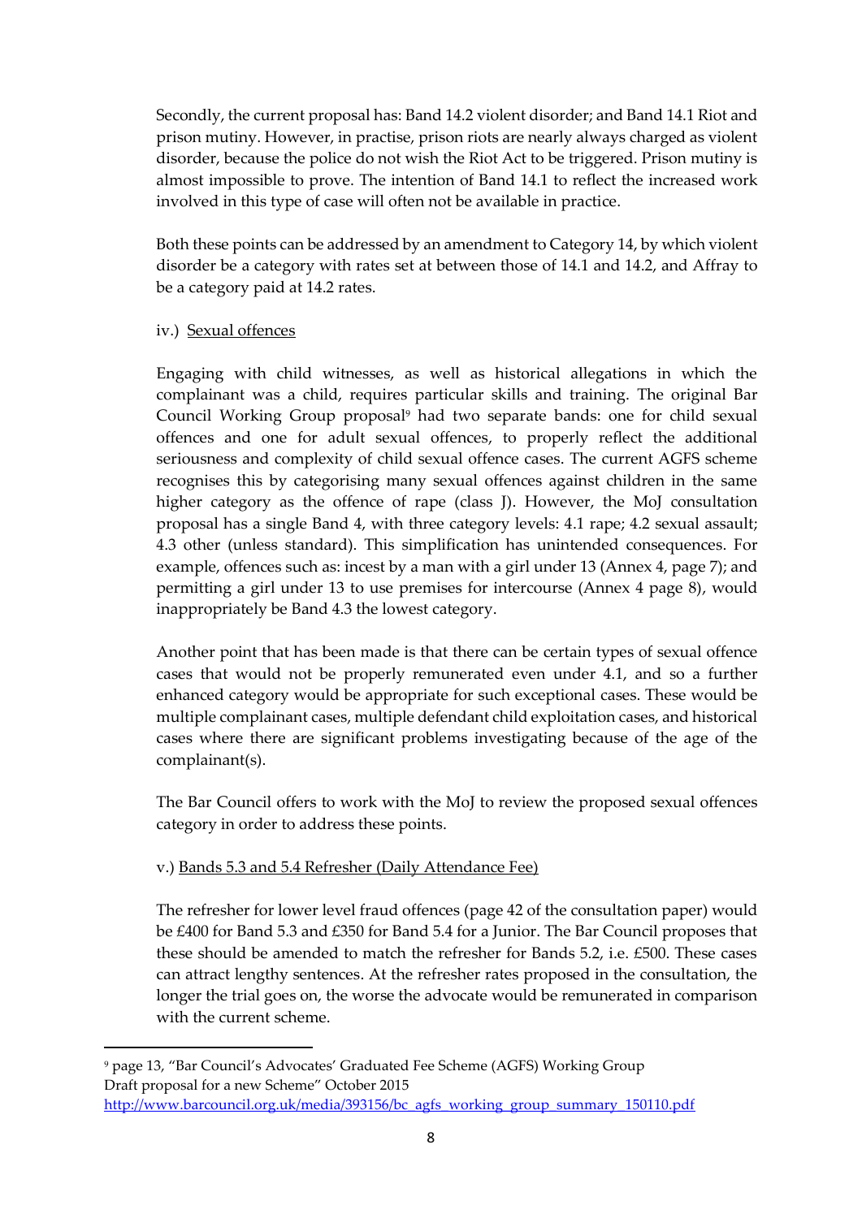Secondly, the current proposal has: Band 14.2 violent disorder; and Band 14.1 Riot and prison mutiny. However, in practise, prison riots are nearly always charged as violent disorder, because the police do not wish the Riot Act to be triggered. Prison mutiny is almost impossible to prove. The intention of Band 14.1 to reflect the increased work involved in this type of case will often not be available in practice.

Both these points can be addressed by an amendment to Category 14, by which violent disorder be a category with rates set at between those of 14.1 and 14.2, and Affray to be a category paid at 14.2 rates.

iv.) <u>Sexual offences</u>

Engaging with child witnesses, as well as historical allegations in which the complainant was a child, requires particular skills and training. The original Bar Council Working Group proposal[9] had two separate bands: one for child sexual offences and one for adult sexual offences, to properly reflect the additional seriousness and complexity of child sexual offence cases. The current AGFS scheme recognises this by categorising many sexual offences against children in the same higher category as the offence of rape (class J). However, the MoJ consultation proposal has a single Band 4, with three category levels: 4.1 rape; 4.2 sexual assault; 4.3 other (unless standard). This simplification has unintended consequences. For example, offences such as: incest by a man with a girl under 13 (Annex 4, page 7); and permitting a girl under 13 to use premises for intercourse (Annex 4 page 8), would inappropriately be Band 4.3 the lowest category.

Another point that has been made is that there can be certain types of sexual offence cases that would not be properly remunerated even under 4.1, and so a further enhanced category would be appropriate for such exceptional cases. These would be multiple complainant cases, multiple defendant child exploitation cases, and historical cases where there are significant problems investigating because of the age of the complainant(s).

The Bar Council offers to work with the MoJ to review the proposed sexual offences category in order to address these points.

v.) <u>Bands 5.3 and 5.4 Refresher (Daily Attendance Fee)</u>

The refresher for lower level fraud offences (page 42 of the consultation paper) would be £400 for Band 5.3 and £350 for Band 5.4 for a Junior. The Bar Council proposes that these should be amended to match the refresher for Bands 5.2, i.e. £500. These cases can attract lengthy sentences. At the refresher rates proposed in the consultation, the longer the trial goes on, the worse the advocate would be remunerated in comparison with the current scheme.

---

[9] page 13, "Bar Council's Advocates' Graduated Fee Scheme (AGFS) Working Group Draft proposal for a new Scheme" October 2015 http://www.barcouncil.org.uk/media/393156/bc_agfs_working_group_summary_150110.pdf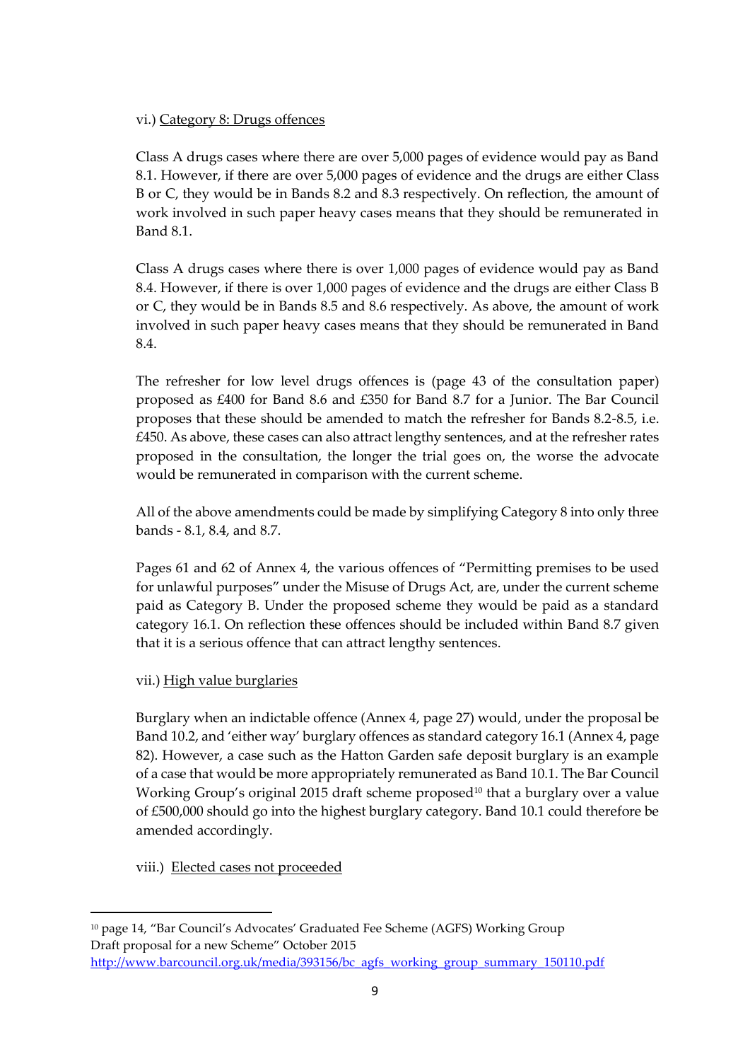vi.) <u>Category 8: Drugs offences</u>

Class A drugs cases where there are over 5,000 pages of evidence would pay as Band 8.1. However, if there are over 5,000 pages of evidence and the drugs are either Class B or C, they would be in Bands 8.2 and 8.3 respectively. On reflection, the amount of work involved in such paper heavy cases means that they should be remunerated in Band 8.1.

Class A drugs cases where there is over 1,000 pages of evidence would pay as Band 8.4. However, if there is over 1,000 pages of evidence and the drugs are either Class B or C, they would be in Bands 8.5 and 8.6 respectively. As above, the amount of work involved in such paper heavy cases means that they should be remunerated in Band 8.4.

The refresher for low level drugs offences is (page 43 of the consultation paper) proposed as £400 for Band 8.6 and £350 for Band 8.7 for a Junior. The Bar Council proposes that these should be amended to match the refresher for Bands 8.2-8.5, i.e. £450. As above, these cases can also attract lengthy sentences, and at the refresher rates proposed in the consultation, the longer the trial goes on, the worse the advocate would be remunerated in comparison with the current scheme.

All of the above amendments could be made by simplifying Category 8 into only three bands - 8.1, 8.4, and 8.7.

Pages 61 and 62 of Annex 4, the various offences of "Permitting premises to be used for unlawful purposes" under the Misuse of Drugs Act, are, under the current scheme paid as Category B. Under the proposed scheme they would be paid as a standard category 16.1. On reflection these offences should be included within Band 8.7 given that it is a serious offence that can attract lengthy sentences.

vii.) <u>High value burglaries</u>

Burglary when an indictable offence (Annex 4, page 27) would, under the proposal be Band 10.2, and 'either way' burglary offences as standard category 16.1 (Annex 4, page 82). However, a case such as the Hatton Garden safe deposit burglary is an example of a case that would be more appropriately remunerated as Band 10.1. The Bar Council Working Group's original 2015 draft scheme proposed[10] that a burglary over a value of £500,000 should go into the highest burglary category. Band 10.1 could therefore be amended accordingly.

viii.) <u>Elected cases not proceeded</u>

---

[10] page 14, "Bar Council's Advocates' Graduated Fee Scheme (AGFS) Working Group Draft proposal for a new Scheme" October 2015 http://www.barcouncil.org.uk/media/393156/bc_agfs_working_group_summary_150110.pdf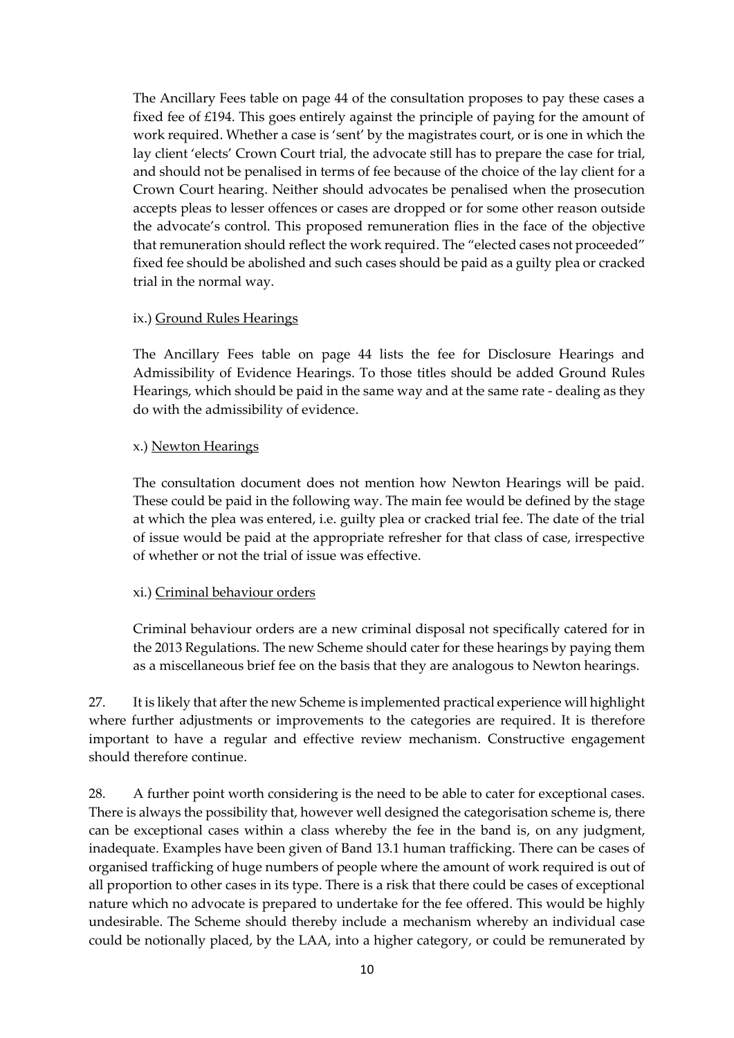The Ancillary Fees table on page 44 of the consultation proposes to pay these cases a fixed fee of £194. This goes entirely against the principle of paying for the amount of work required. Whether a case is 'sent' by the magistrates court, or is one in which the lay client 'elects' Crown Court trial, the advocate still has to prepare the case for trial, and should not be penalised in terms of fee because of the choice of the lay client for a Crown Court hearing. Neither should advocates be penalised when the prosecution accepts pleas to lesser offences or cases are dropped or for some other reason outside the advocate's control. This proposed remuneration flies in the face of the objective that remuneration should reflect the work required. The "elected cases not proceeded" fixed fee should be abolished and such cases should be paid as a guilty plea or cracked trial in the normal way.

ix.) <u>Ground Rules Hearings</u>

The Ancillary Fees table on page 44 lists the fee for Disclosure Hearings and Admissibility of Evidence Hearings. To those titles should be added Ground Rules Hearings, which should be paid in the same way and at the same rate - dealing as they do with the admissibility of evidence.

x.) <u>Newton Hearings</u>

The consultation document does not mention how Newton Hearings will be paid. These could be paid in the following way. The main fee would be defined by the stage at which the plea was entered, i.e. guilty plea or cracked trial fee. The date of the trial of issue would be paid at the appropriate refresher for that class of case, irrespective of whether or not the trial of issue was effective.

xi.) <u>Criminal behaviour orders</u>

Criminal behaviour orders are a new criminal disposal not specifically catered for in the 2013 Regulations. The new Scheme should cater for these hearings by paying them as a miscellaneous brief fee on the basis that they are analogous to Newton hearings.

27. It is likely that after the new Scheme is implemented practical experience will highlight where further adjustments or improvements to the categories are required. It is therefore important to have a regular and effective review mechanism. Constructive engagement should therefore continue.

28. A further point worth considering is the need to be able to cater for exceptional cases. There is always the possibility that, however well designed the categorisation scheme is, there can be exceptional cases within a class whereby the fee in the band is, on any judgment, inadequate. Examples have been given of Band 13.1 human trafficking. There can be cases of organised trafficking of huge numbers of people where the amount of work required is out of all proportion to other cases in its type. There is a risk that there could be cases of exceptional nature which no advocate is prepared to undertake for the fee offered. This would be highly undesirable. The Scheme should thereby include a mechanism whereby an individual case could be notionally placed, by the LAA, into a higher category, or could be remunerated by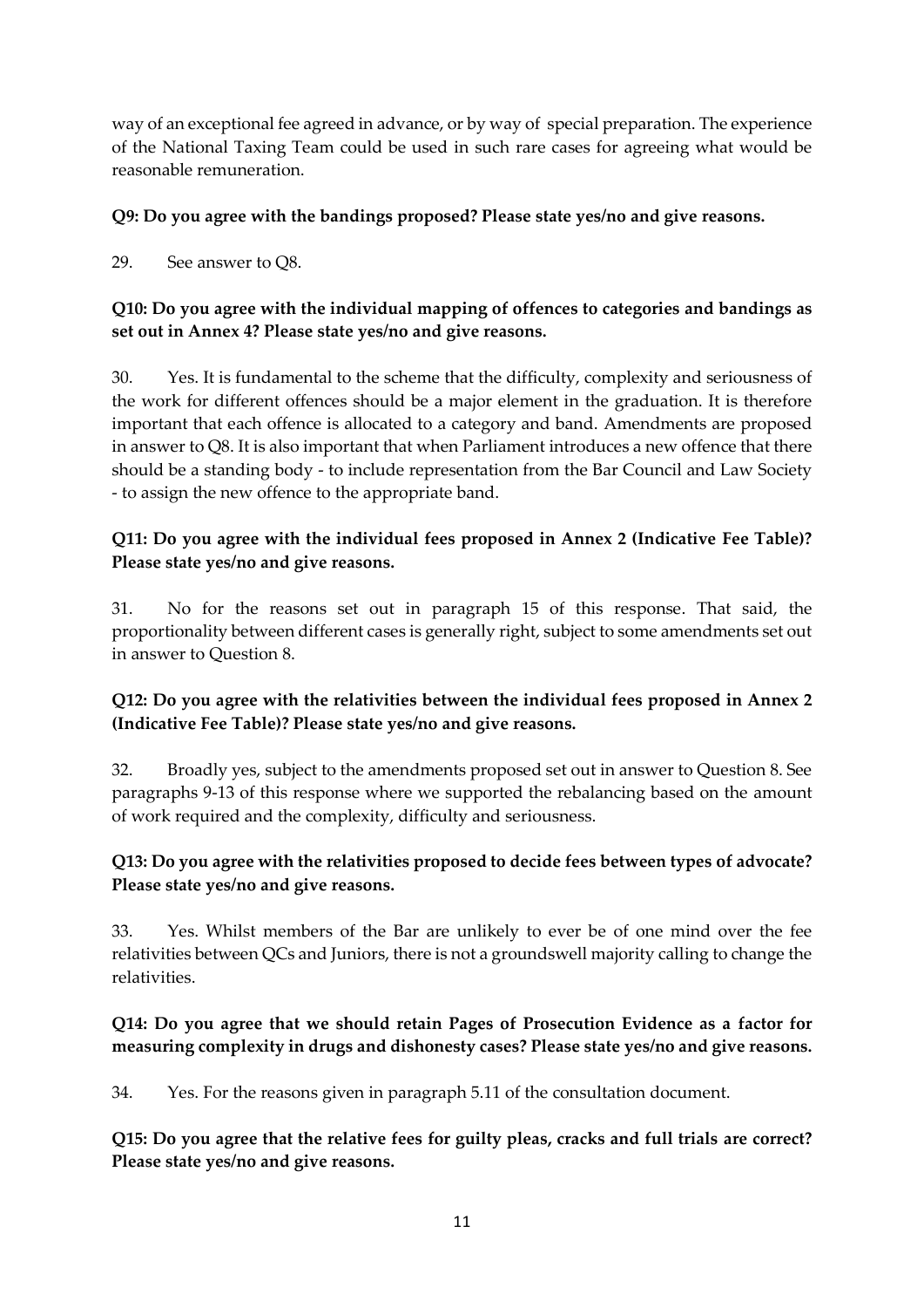way of an exceptional fee agreed in advance, or by way of special preparation. The experience of the National Taxing Team could be used in such rare cases for agreeing what would be reasonable remuneration.

**Q9: Do you agree with the bandings proposed? Please state yes/no and give reasons.**

29. See answer to Q8.

**Q10: Do you agree with the individual mapping of offences to categories and bandings as set out in Annex 4? Please state yes/no and give reasons.**

30. Yes. It is fundamental to the scheme that the difficulty, complexity and seriousness of the work for different offences should be a major element in the graduation. It is therefore important that each offence is allocated to a category and band. Amendments are proposed in answer to Q8. It is also important that when Parliament introduces a new offence that there should be a standing body - to include representation from the Bar Council and Law Society - to assign the new offence to the appropriate band.

**Q11: Do you agree with the individual fees proposed in Annex 2 (Indicative Fee Table)? Please state yes/no and give reasons.**

31. No for the reasons set out in paragraph 15 of this response. That said, the proportionality between different cases is generally right, subject to some amendments set out in answer to Question 8.

**Q12: Do you agree with the relativities between the individual fees proposed in Annex 2 (Indicative Fee Table)? Please state yes/no and give reasons.**

32. Broadly yes, subject to the amendments proposed set out in answer to Question 8. See paragraphs 9-13 of this response where we supported the rebalancing based on the amount of work required and the complexity, difficulty and seriousness.

**Q13: Do you agree with the relativities proposed to decide fees between types of advocate? Please state yes/no and give reasons.**

33. Yes. Whilst members of the Bar are unlikely to ever be of one mind over the fee relativities between QCs and Juniors, there is not a groundswell majority calling to change the relativities.

**Q14: Do you agree that we should retain Pages of Prosecution Evidence as a factor for measuring complexity in drugs and dishonesty cases? Please state yes/no and give reasons.**

34. Yes. For the reasons given in paragraph 5.11 of the consultation document.

**Q15: Do you agree that the relative fees for guilty pleas, cracks and full trials are correct? Please state yes/no and give reasons.**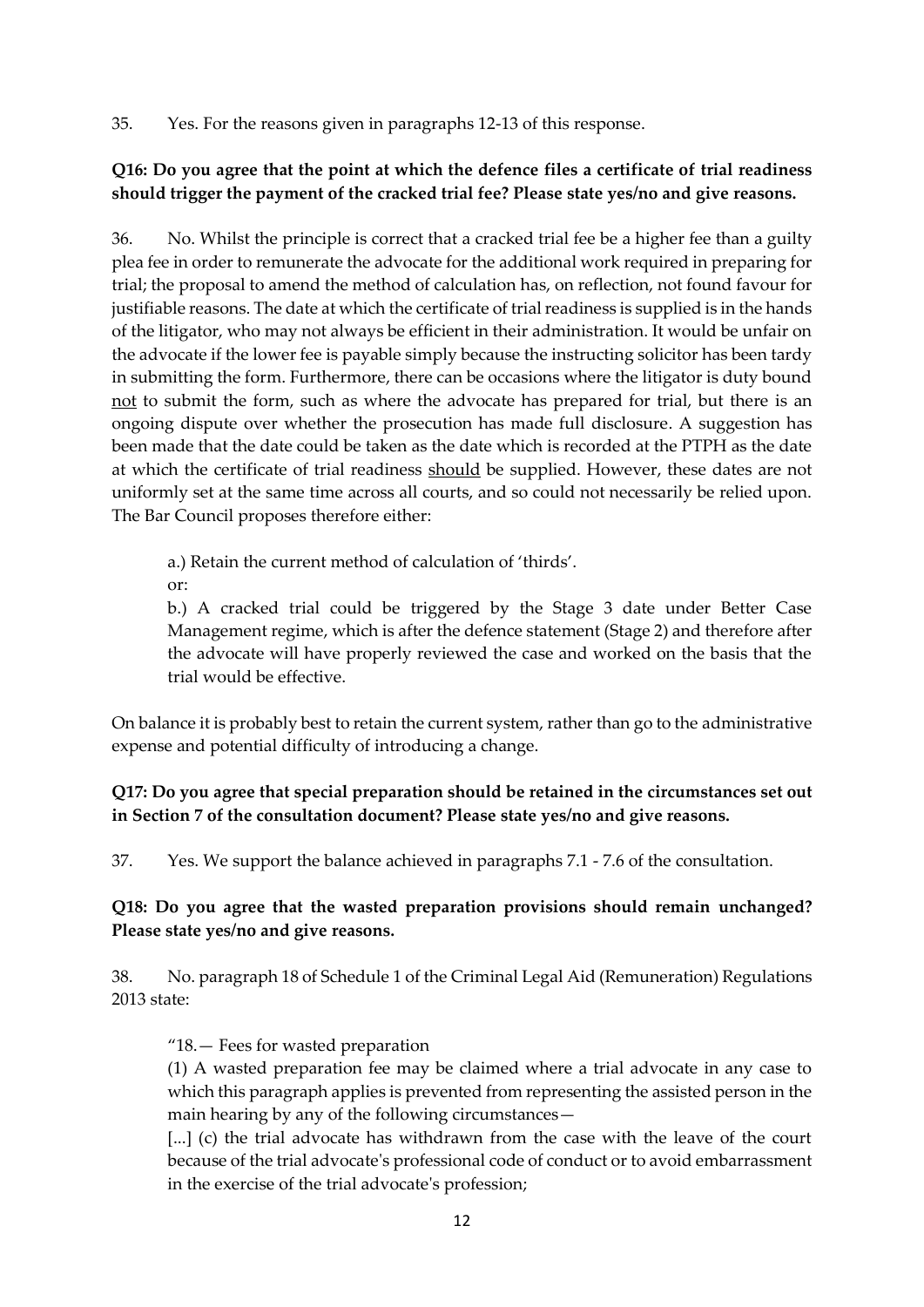35. Yes. For the reasons given in paragraphs 12-13 of this response.

**Q16: Do you agree that the point at which the defence files a certificate of trial readiness should trigger the payment of the cracked trial fee? Please state yes/no and give reasons.**

36. No. Whilst the principle is correct that a cracked trial fee be a higher fee than a guilty plea fee in order to remunerate the advocate for the additional work required in preparing for trial; the proposal to amend the method of calculation has, on reflection, not found favour for justifiable reasons. The date at which the certificate of trial readiness is supplied is in the hands of the litigator, who may not always be efficient in their administration. It would be unfair on the advocate if the lower fee is payable simply because the instructing solicitor has been tardy in submitting the form. Furthermore, there can be occasions where the litigator is duty bound <u>not</u> to submit the form, such as where the advocate has prepared for trial, but there is an ongoing dispute over whether the prosecution has made full disclosure. A suggestion has been made that the date could be taken as the date which is recorded at the PTPH as the date at which the certificate of trial readiness <u>should</u> be supplied. However, these dates are not uniformly set at the same time across all courts, and so could not necessarily be relied upon. The Bar Council proposes therefore either:

> a.) Retain the current method of calculation of 'thirds'.
>
> or:
>
> b.) A cracked trial could be triggered by the Stage 3 date under Better Case Management regime, which is after the defence statement (Stage 2) and therefore after the advocate will have properly reviewed the case and worked on the basis that the trial would be effective.

On balance it is probably best to retain the current system, rather than go to the administrative expense and potential difficulty of introducing a change.

**Q17: Do you agree that special preparation should be retained in the circumstances set out in Section 7 of the consultation document? Please state yes/no and give reasons.**

37. Yes. We support the balance achieved in paragraphs 7.1 - 7.6 of the consultation.

**Q18: Do you agree that the wasted preparation provisions should remain unchanged? Please state yes/no and give reasons.**

38. No. paragraph 18 of Schedule 1 of the Criminal Legal Aid (Remuneration) Regulations 2013 state:

> "18.— Fees for wasted preparation
>
> (1) A wasted preparation fee may be claimed where a trial advocate in any case to which this paragraph applies is prevented from representing the assisted person in the main hearing by any of the following circumstances—
>
> [...] (c) the trial advocate has withdrawn from the case with the leave of the court because of the trial advocate's professional code of conduct or to avoid embarrassment in the exercise of the trial advocate's profession;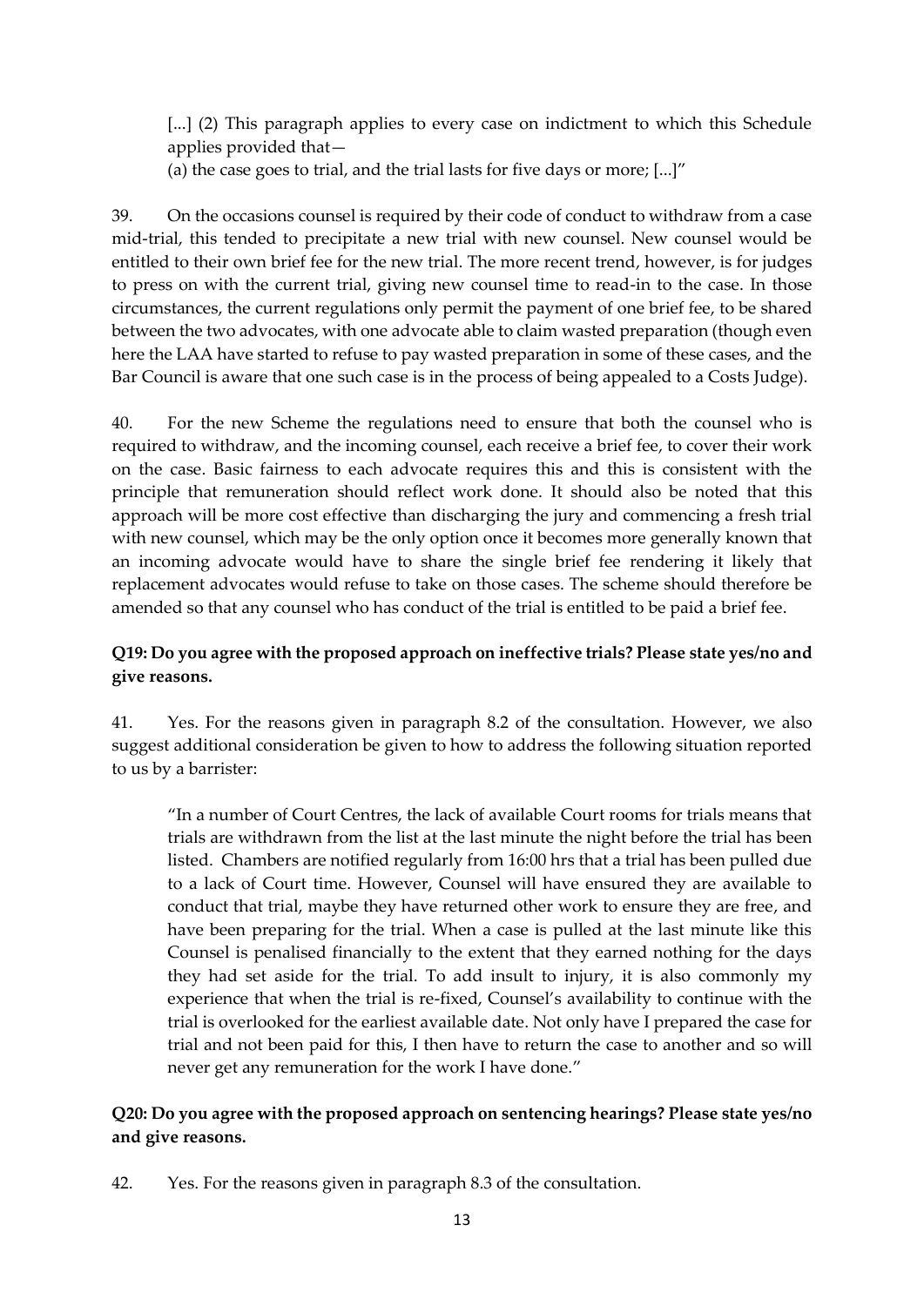> [...] (2) This paragraph applies to every case on indictment to which this Schedule applies provided that—
>
> (a) the case goes to trial, and the trial lasts for five days or more; [...]"

39. On the occasions counsel is required by their code of conduct to withdraw from a case mid-trial, this tended to precipitate a new trial with new counsel. New counsel would be entitled to their own brief fee for the new trial. The more recent trend, however, is for judges to press on with the current trial, giving new counsel time to read-in to the case. In those circumstances, the current regulations only permit the payment of one brief fee, to be shared between the two advocates, with one advocate able to claim wasted preparation (though even here the LAA have started to refuse to pay wasted preparation in some of these cases, and the Bar Council is aware that one such case is in the process of being appealed to a Costs Judge).

40. For the new Scheme the regulations need to ensure that both the counsel who is required to withdraw, and the incoming counsel, each receive a brief fee, to cover their work on the case. Basic fairness to each advocate requires this and this is consistent with the principle that remuneration should reflect work done. It should also be noted that this approach will be more cost effective than discharging the jury and commencing a fresh trial with new counsel, which may be the only option once it becomes more generally known that an incoming advocate would have to share the single brief fee rendering it likely that replacement advocates would refuse to take on those cases. The scheme should therefore be amended so that any counsel who has conduct of the trial is entitled to be paid a brief fee.

**Q19: Do you agree with the proposed approach on ineffective trials? Please state yes/no and give reasons.**

41. Yes. For the reasons given in paragraph 8.2 of the consultation. However, we also suggest additional consideration be given to how to address the following situation reported to us by a barrister:

> "In a number of Court Centres, the lack of available Court rooms for trials means that trials are withdrawn from the list at the last minute the night before the trial has been listed. Chambers are notified regularly from 16:00 hrs that a trial has been pulled due to a lack of Court time. However, Counsel will have ensured they are available to conduct that trial, maybe they have returned other work to ensure they are free, and have been preparing for the trial. When a case is pulled at the last minute like this Counsel is penalised financially to the extent that they earned nothing for the days they had set aside for the trial. To add insult to injury, it is also commonly my experience that when the trial is re-fixed, Counsel's availability to continue with the trial is overlooked for the earliest available date. Not only have I prepared the case for trial and not been paid for this, I then have to return the case to another and so will never get any remuneration for the work I have done."

**Q20: Do you agree with the proposed approach on sentencing hearings? Please state yes/no and give reasons.**

42. Yes. For the reasons given in paragraph 8.3 of the consultation.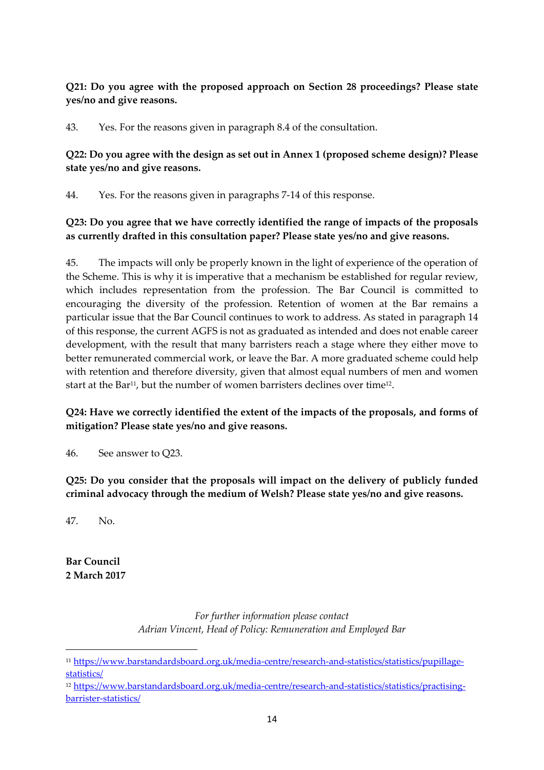**Q21: Do you agree with the proposed approach on Section 28 proceedings? Please state yes/no and give reasons.**

43. Yes. For the reasons given in paragraph 8.4 of the consultation.

**Q22: Do you agree with the design as set out in Annex 1 (proposed scheme design)? Please state yes/no and give reasons.**

44. Yes. For the reasons given in paragraphs 7-14 of this response.

**Q23: Do you agree that we have correctly identified the range of impacts of the proposals as currently drafted in this consultation paper? Please state yes/no and give reasons.**

45. The impacts will only be properly known in the light of experience of the operation of the Scheme. This is why it is imperative that a mechanism be established for regular review, which includes representation from the profession. The Bar Council is committed to encouraging the diversity of the profession. Retention of women at the Bar remains a particular issue that the Bar Council continues to work to address. As stated in paragraph 14 of this response, the current AGFS is not as graduated as intended and does not enable career development, with the result that many barristers reach a stage where they either move to better remunerated commercial work, or leave the Bar. A more graduated scheme could help with retention and therefore diversity, given that almost equal numbers of men and women start at the Bar[11], but the number of women barristers declines over time[12].

**Q24: Have we correctly identified the extent of the impacts of the proposals, and forms of mitigation? Please state yes/no and give reasons.**

46. See answer to Q23.

**Q25: Do you consider that the proposals will impact on the delivery of publicly funded criminal advocacy through the medium of Welsh? Please state yes/no and give reasons.**

47. No.

**Bar Council**
**2 March 2017**

*For further information please contact*
*Adrian Vincent, Head of Policy: Remuneration and Employed Bar*

---

[11] https://www.barstandardsboard.org.uk/media-centre/research-and-statistics/statistics/pupillage-statistics/

[12] https://www.barstandardsboard.org.uk/media-centre/research-and-statistics/statistics/practising-barrister-statistics/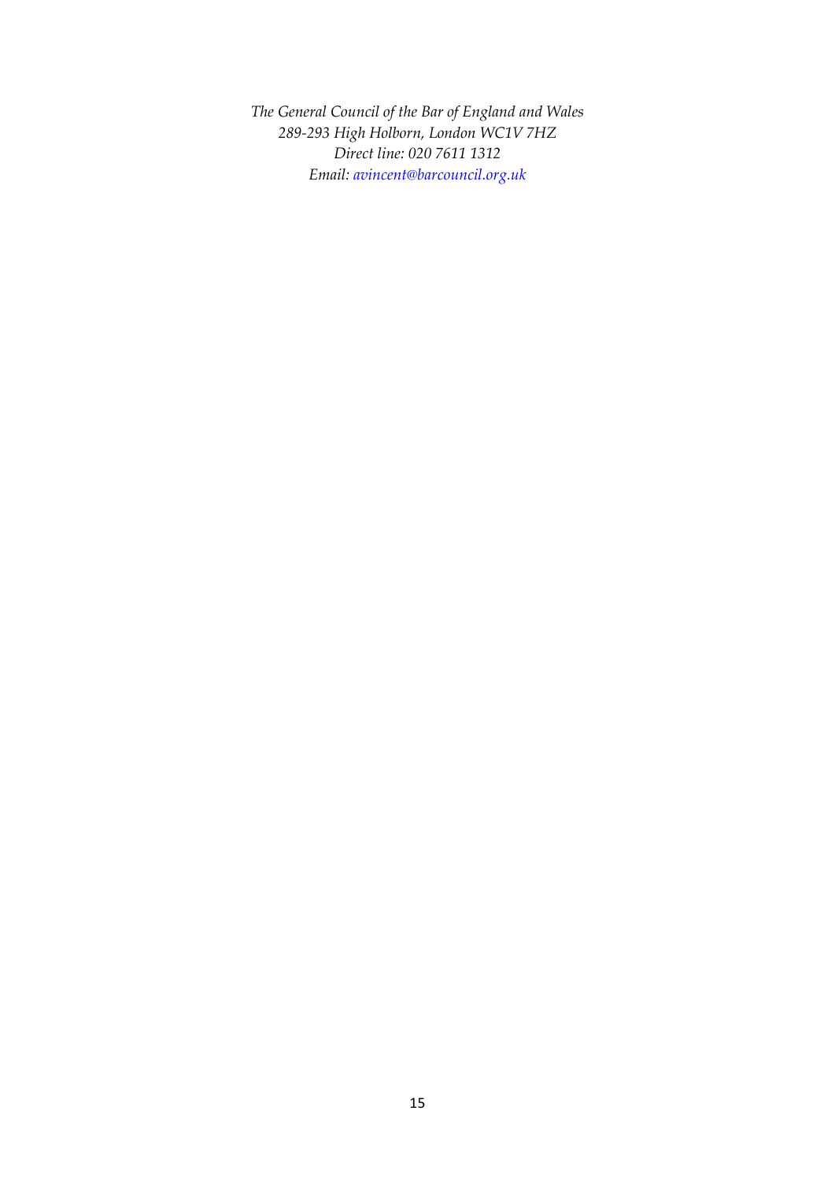*The General Council of the Bar of England and Wales*
*289-293 High Holborn, London WC1V 7HZ*
*Direct line: 020 7611 1312*
*Email: avincent@barcouncil.org.uk*